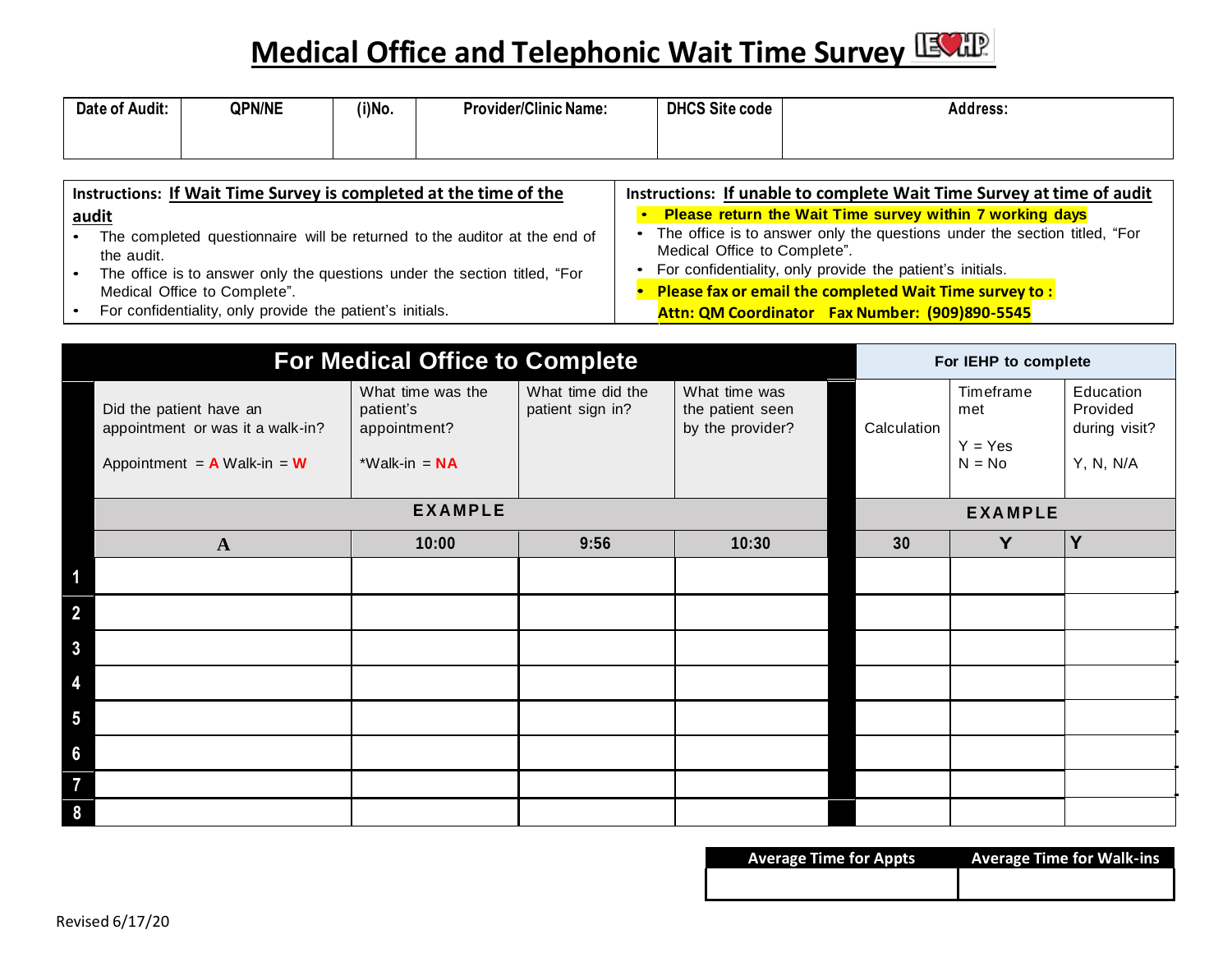# Medical Office and Telephonic Wait Time Survey

| Date of Audit: | QPN/NE | (i)No. | Provider/Clinic Name: | DHCS Site code | Address: |
|---|---|---|---|---|---|
| | | | | | |

**Instructions: If Wait Time Survey is completed at the time of the audit**

- The completed questionnaire will be returned to the auditor at the end of the audit.
- The office is to answer only the questions under the section titled, "For Medical Office to Complete".
- For confidentiality, only provide the patient's initials.

**Instructions: If unable to complete Wait Time Survey at time of audit**

- **Please return the Wait Time survey within 7 working days**
- The office is to answer only the questions under the section titled, "For Medical Office to Complete".
- For confidentiality, only provide the patient's initials.
- **Please fax or email the completed Wait Time survey to :**
  **Attn: QM Coordinator Fax Number: (909)890-5545**

| | For Medical Office to Complete | | | | For IEHP to complete | | |
|---|---|---|---|---|---|---|---|
| | Did the patient have an appointment or was it a walk-in? Appointment = A Walk-in = W | What time was the patient's appointment? *Walk-in = NA | What time did the patient sign in? | What time was the patient seen by the provider? | Calculation | Timeframe met Y = Yes N = No | Education Provided during visit? Y, N, N/A |
| | EXAMPLE | | | | EXAMPLE | | |
| | A | 10:00 | 9:56 | 10:30 | 30 | Y | Y |
| 1 | | | | | | | |
| 2 | | | | | | | |
| 3 | | | | | | | |
| 4 | | | | | | | |
| 5 | | | | | | | |
| 6 | | | | | | | |
| 7 | | | | | | | |
| 8 | | | | | | | |

| Average Time for Appts | Average Time for Walk-ins |
|---|---|
| | |

Revised 6/17/20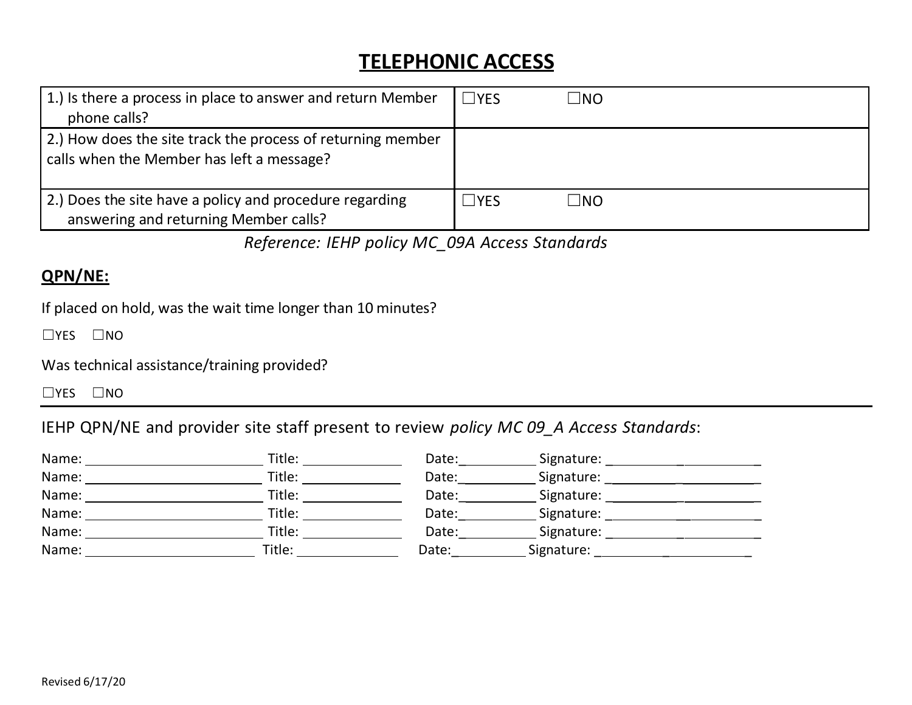# TELEPHONIC ACCESS

| | |
|---|---|
| 1.) Is there a process in place to answer and return Member phone calls? | ☐YES ☐NO |
| 2.) How does the site track the process of returning member calls when the Member has left a message? | |
| 2.) Does the site have a policy and procedure regarding answering and returning Member calls? | ☐YES ☐NO |

*Reference: IEHP policy MC_09A Access Standards*

**QPN/NE:**

If placed on hold, was the wait time longer than 10 minutes?

☐YES ☐NO

Was technical assistance/training provided?

☐YES ☐NO

---

IEHP QPN/NE and provider site staff present to review *policy MC 09_A Access Standards*:

Name: ______________________ Title: ____________ Date:__________ Signature: ______________________
Name: ______________________ Title: ____________ Date:__________ Signature: ______________________
Name: ______________________ Title: ____________ Date:__________ Signature: ______________________
Name: ______________________ Title: ____________ Date:__________ Signature: ______________________
Name: ______________________ Title: ____________ Date:__________ Signature: ______________________
Name: ______________________ Title: ____________ Date:__________ Signature: ______________________

Revised 6/17/20